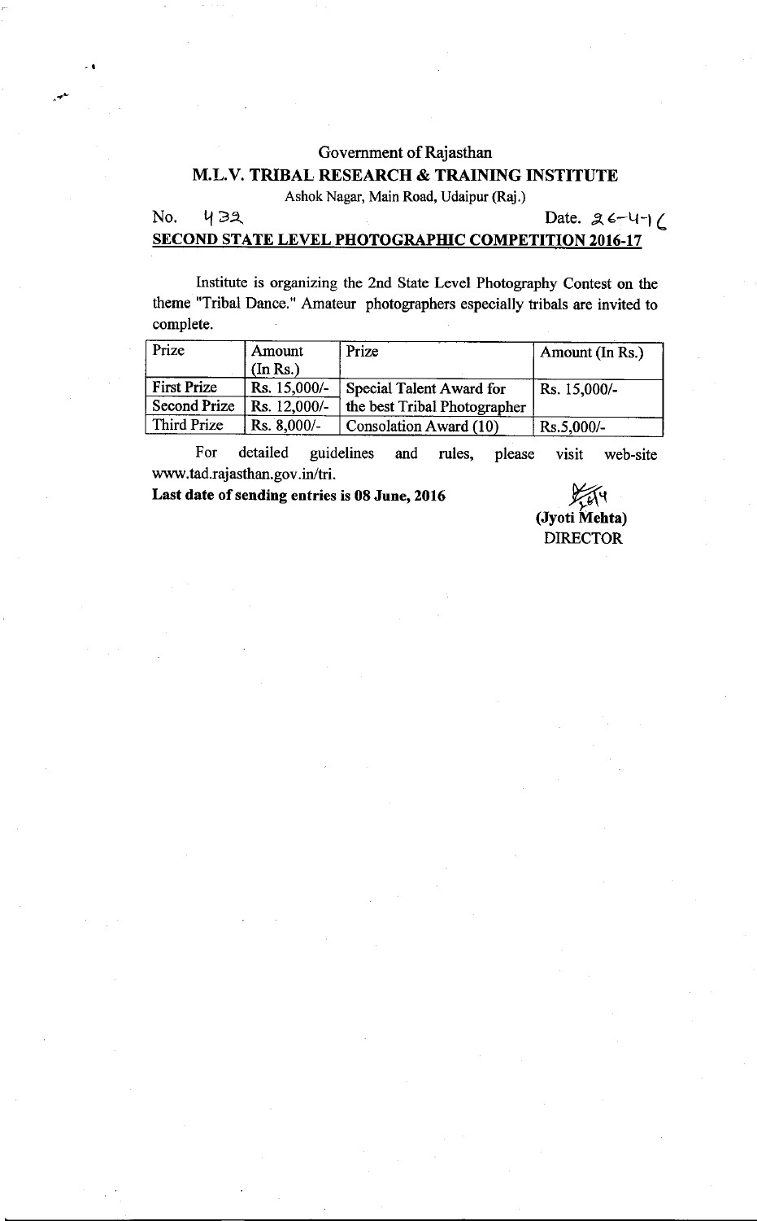Government of Rajasthan

**M.L.V. TRIBAL RESEARCH & TRAINING INSTITUTE**

Ashok Nagar, Main Road, Udaipur (Raj.)

No. 432 Date. 26-4-16

**SECOND STATE LEVEL PHOTOGRAPHIC COMPETITION 2016-17**

Institute is organizing the 2nd State Level Photography Contest on the theme "Tribal Dance." Amateur photographers especially tribals are invited to complete.

| Prize | Amount (In Rs.) | Prize | Amount (In Rs.) |
|---|---|---|---|
| First Prize | Rs. 15,000/- | Special Talent Award for the best Tribal Photographer | Rs. 15,000/- |
| Second Prize | Rs. 12,000/- | | |
| Third Prize | Rs. 8,000/- | Consolation Award (10) | Rs.5,000/- |

For detailed guidelines and rules, please visit web-site www.tad.rajasthan.gov.in/tri.

**Last date of sending entries is 08 June, 2016**

**(Jyoti Mehta)**
DIRECTOR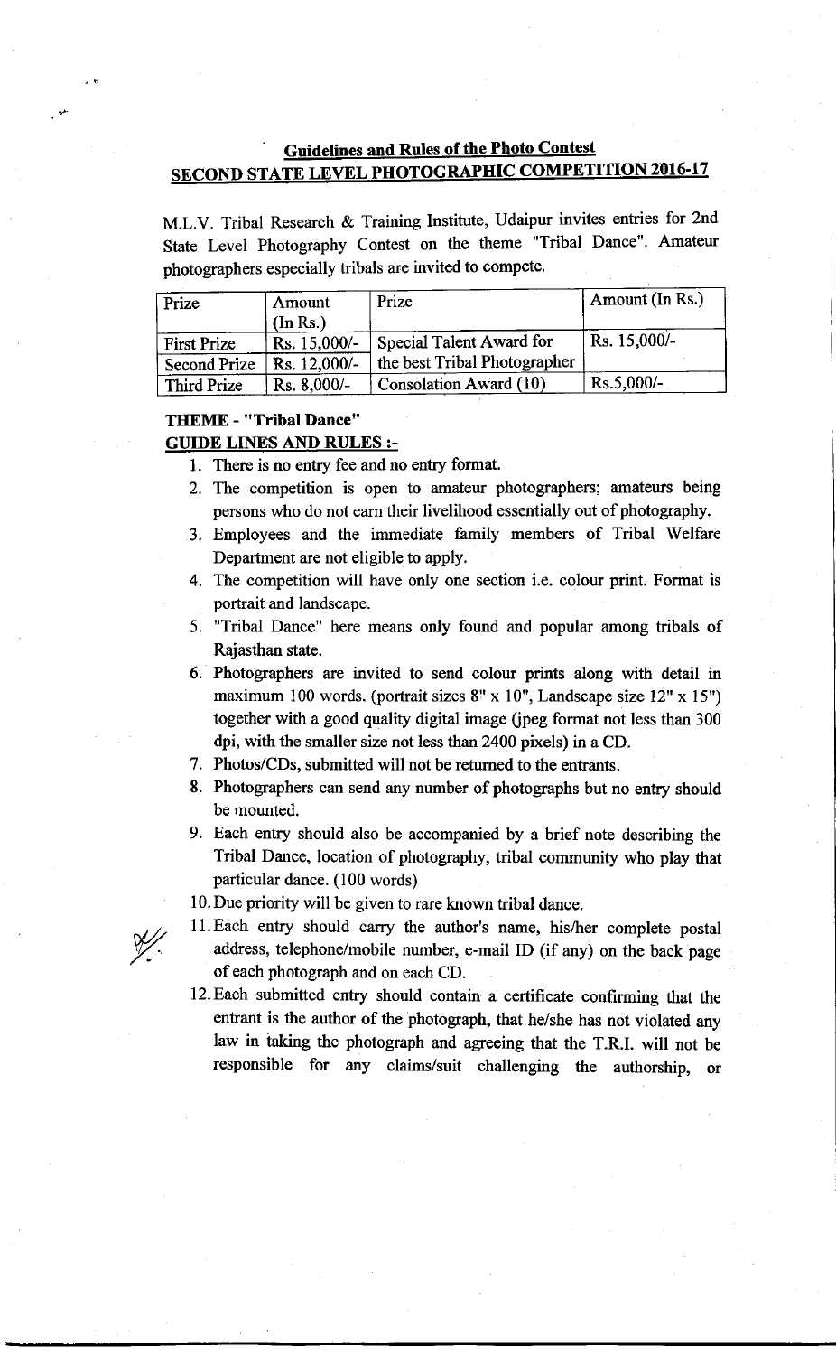## Guidelines and Rules of the Photo Contest

## SECOND STATE LEVEL PHOTOGRAPHIC COMPETITION 2016-17

M.L.V. Tribal Research & Training Institute, Udaipur invites entries for 2nd State Level Photography Contest on the theme "Tribal Dance". Amateur photographers especially tribals are invited to compete.

| Prize | Amount (In Rs.) | Prize | Amount (In Rs.) |
|---|---|---|---|
| First Prize | Rs. 15,000/- | Special Talent Award for the best Tribal Photographer | Rs. 15,000/- |
| Second Prize | Rs. 12,000/- | | |
| Third Prize | Rs. 8,000/- | Consolation Award (10) | Rs.5,000/- |

**THEME - "Tribal Dance"**

**GUIDE LINES AND RULES :-**

1. There is no entry fee and no entry format.
2. The competition is open to amateur photographers; amateurs being persons who do not earn their livelihood essentially out of photography.
3. Employees and the immediate family members of Tribal Welfare Department are not eligible to apply.
4. The competition will have only one section i.e. colour print. Format is portrait and landscape.
5. "Tribal Dance" here means only found and popular among tribals of Rajasthan state.
6. Photographers are invited to send colour prints along with detail in maximum 100 words. (portrait sizes 8" x 10", Landscape size 12" x 15") together with a good quality digital image (jpeg format not less than 300 dpi, with the smaller size not less than 2400 pixels) in a CD.
7. Photos/CDs, submitted will not be returned to the entrants.
8. Photographers can send any number of photographs but no entry should be mounted.
9. Each entry should also be accompanied by a brief note describing the Tribal Dance, location of photography, tribal community who play that particular dance. (100 words)
10. Due priority will be given to rare known tribal dance.
11. Each entry should carry the author's name, his/her complete postal address, telephone/mobile number, e-mail ID (if any) on the back page of each photograph and on each CD.
12. Each submitted entry should contain a certificate confirming that the entrant is the author of the photograph, that he/she has not violated any law in taking the photograph and agreeing that the T.R.I. will not be responsible for any claims/suit challenging the authorship, or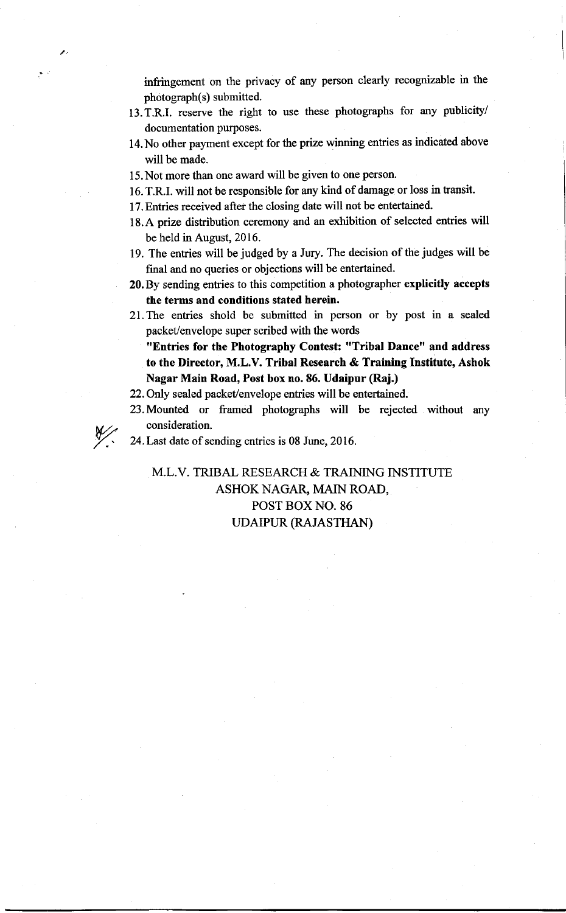infringement on the privacy of any person clearly recognizable in the photograph(s) submitted.

13. T.R.I. reserve the right to use these photographs for any publicity/ documentation purposes.
14. No other payment except for the prize winning entries as indicated above will be made.
15. Not more than one award will be given to one person.
16. T.R.I. will not be responsible for any kind of damage or loss in transit.
17. Entries received after the closing date will not be entertained.
18. A prize distribution ceremony and an exhibition of selected entries will be held in August, 2016.
19. The entries will be judged by a Jury. The decision of the judges will be final and no queries or objections will be entertained.
20. By sending entries to this competition a photographer **explicitly accepts the terms and conditions stated herein.**
21. The entries shold be submitted in person or by post in a sealed packet/envelope super scribed with the words

    **"Entries for the Photography Contest: "Tribal Dance" and address to the Director, M.L.V. Tribal Research & Training Institute, Ashok Nagar Main Road, Post box no. 86. Udaipur (Raj.)**
22. Only sealed packet/envelope entries will be entertained.
23. Mounted or framed photographs will be rejected without any consideration.
24. Last date of sending entries is 08 June, 2016.

M.L.V. TRIBAL RESEARCH & TRAINING INSTITUTE
ASHOK NAGAR, MAIN ROAD,
POST BOX NO. 86
UDAIPUR (RAJASTHAN)